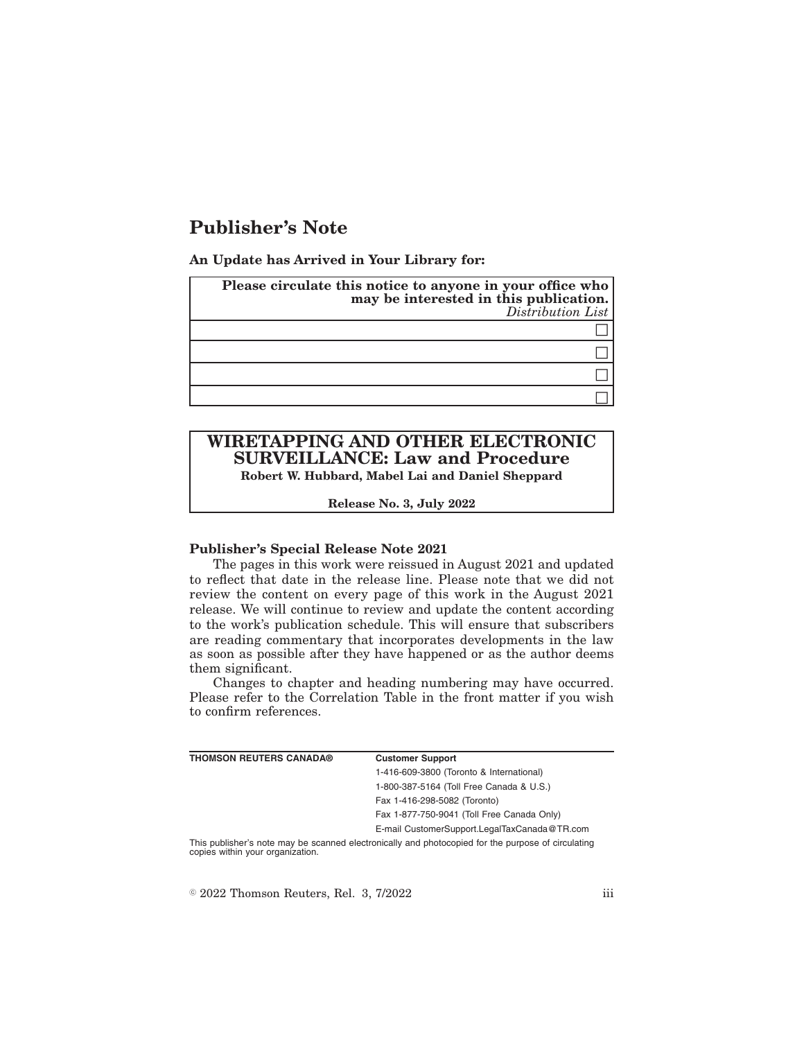# Publisher's Note

**An Update has Arrived in Your Library for:**

| **Please circulate this notice to anyone in your office who may be interested in this publication.** *Distribution List* |
| --- |
| ☐ |
| ☐ |
| ☐ |
| ☐ |

## WIRETAPPING AND OTHER ELECTRONIC SURVEILLANCE: Law and Procedure

**Robert W. Hubbard, Mabel Lai and Daniel Sheppard**

**Release No. 3, July 2022**

### Publisher's Special Release Note 2021

The pages in this work were reissued in August 2021 and updated to reflect that date in the release line. Please note that we did not review the content on every page of this work in the August 2021 release. We will continue to review and update the content according to the work's publication schedule. This will ensure that subscribers are reading commentary that incorporates developments in the law as soon as possible after they have happened or as the author deems them significant.

Changes to chapter and heading numbering may have occurred. Please refer to the Correlation Table in the front matter if you wish to confirm references.

| **THOMSON REUTERS CANADA®** | **Customer Support** |
| --- | --- |
| | 1-416-609-3800 (Toronto & International) |
| | 1-800-387-5164 (Toll Free Canada & U.S.) |
| | Fax 1-416-298-5082 (Toronto) |
| | Fax 1-877-750-9041 (Toll Free Canada Only) |
| | E-mail CustomerSupport.LegalTaxCanada@TR.com |

This publisher's note may be scanned electronically and photocopied for the purpose of circulating copies within your organization.

© 2022 Thomson Reuters, Rel. 3, 7/2022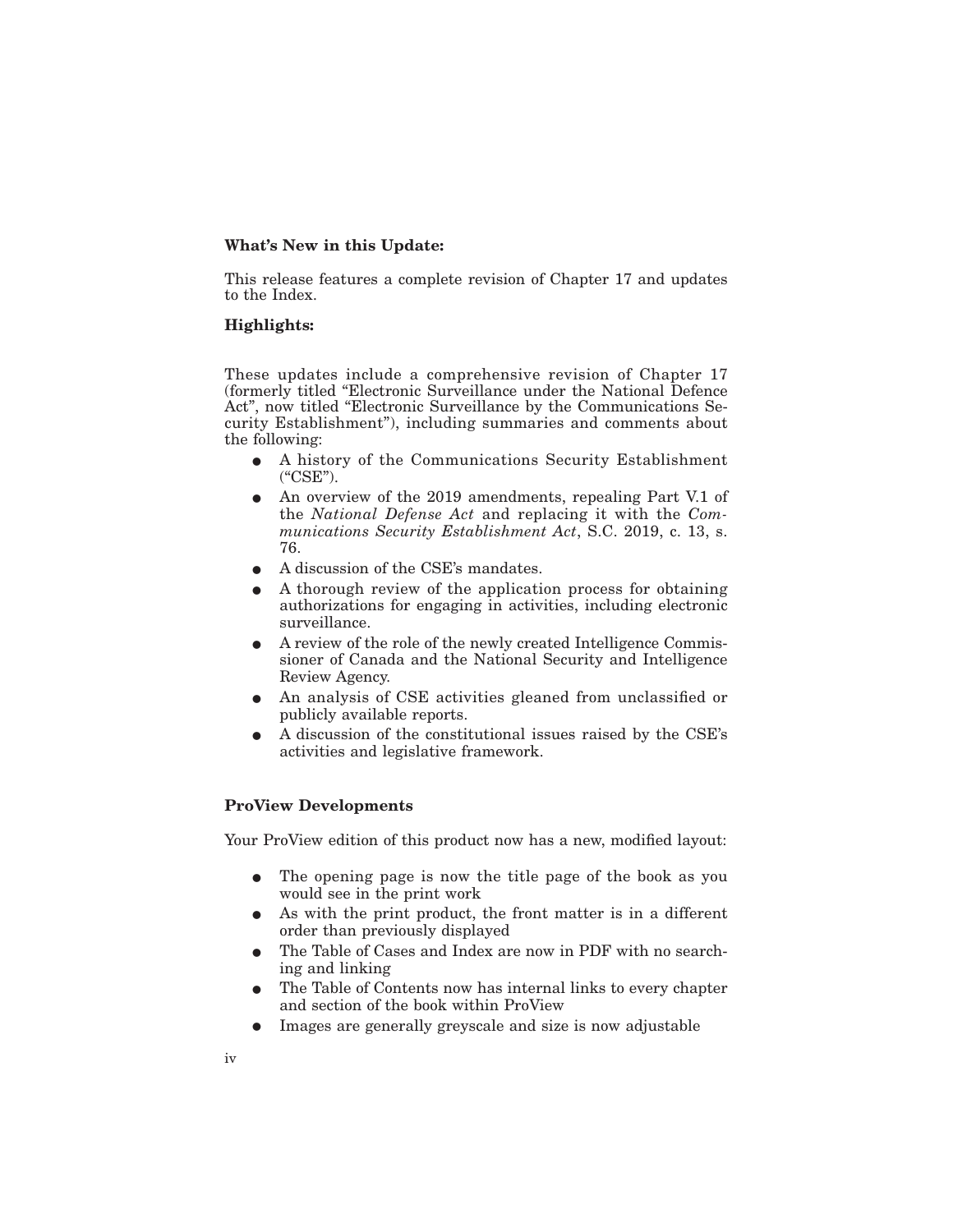**What's New in this Update:**

This release features a complete revision of Chapter 17 and updates to the Index.

**Highlights:**

These updates include a comprehensive revision of Chapter 17 (formerly titled "Electronic Surveillance under the National Defence Act", now titled "Electronic Surveillance by the Communications Security Establishment"), including summaries and comments about the following:

- A history of the Communications Security Establishment ("CSE").
- An overview of the 2019 amendments, repealing Part V.1 of the *National Defense Act* and replacing it with the *Communications Security Establishment Act*, S.C. 2019, c. 13, s. 76.
- A discussion of the CSE's mandates.
- A thorough review of the application process for obtaining authorizations for engaging in activities, including electronic surveillance.
- A review of the role of the newly created Intelligence Commissioner of Canada and the National Security and Intelligence Review Agency.
- An analysis of CSE activities gleaned from unclassified or publicly available reports.
- A discussion of the constitutional issues raised by the CSE's activities and legislative framework.

**ProView Developments**

Your ProView edition of this product now has a new, modified layout:

- The opening page is now the title page of the book as you would see in the print work
- As with the print product, the front matter is in a different order than previously displayed
- The Table of Cases and Index are now in PDF with no searching and linking
- The Table of Contents now has internal links to every chapter and section of the book within ProView
- Images are generally greyscale and size is now adjustable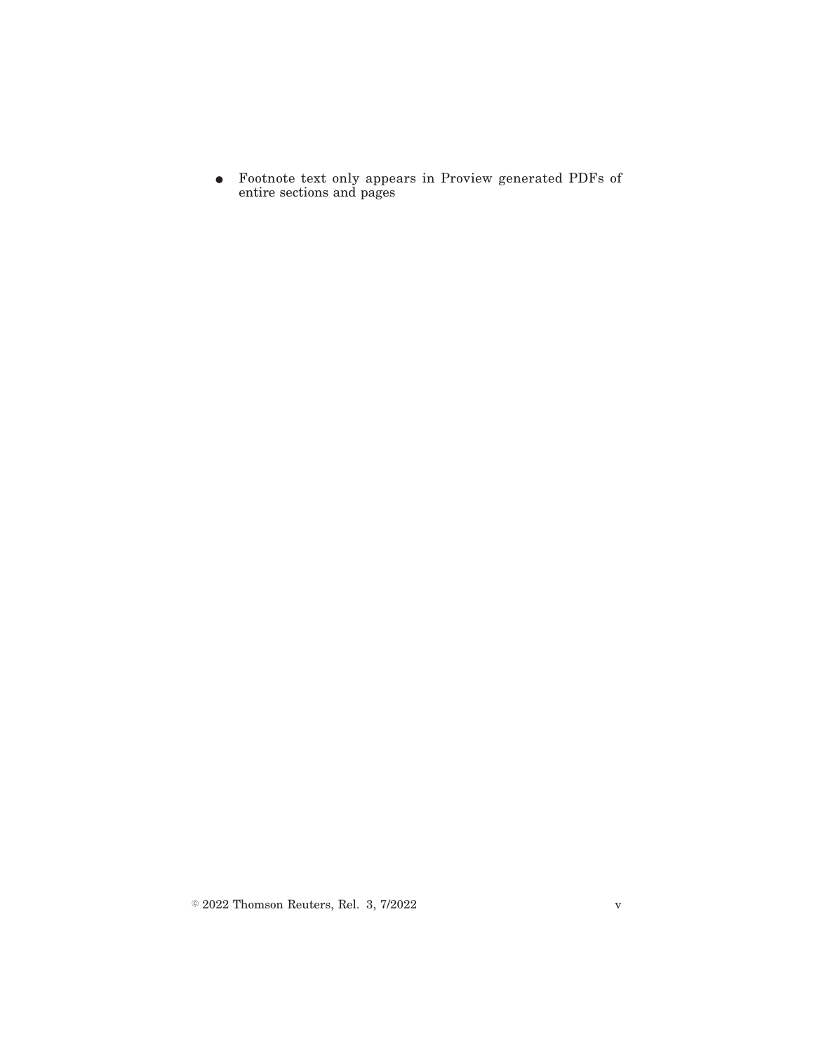- Footnote text only appears in Proview generated PDFs of entire sections and pages